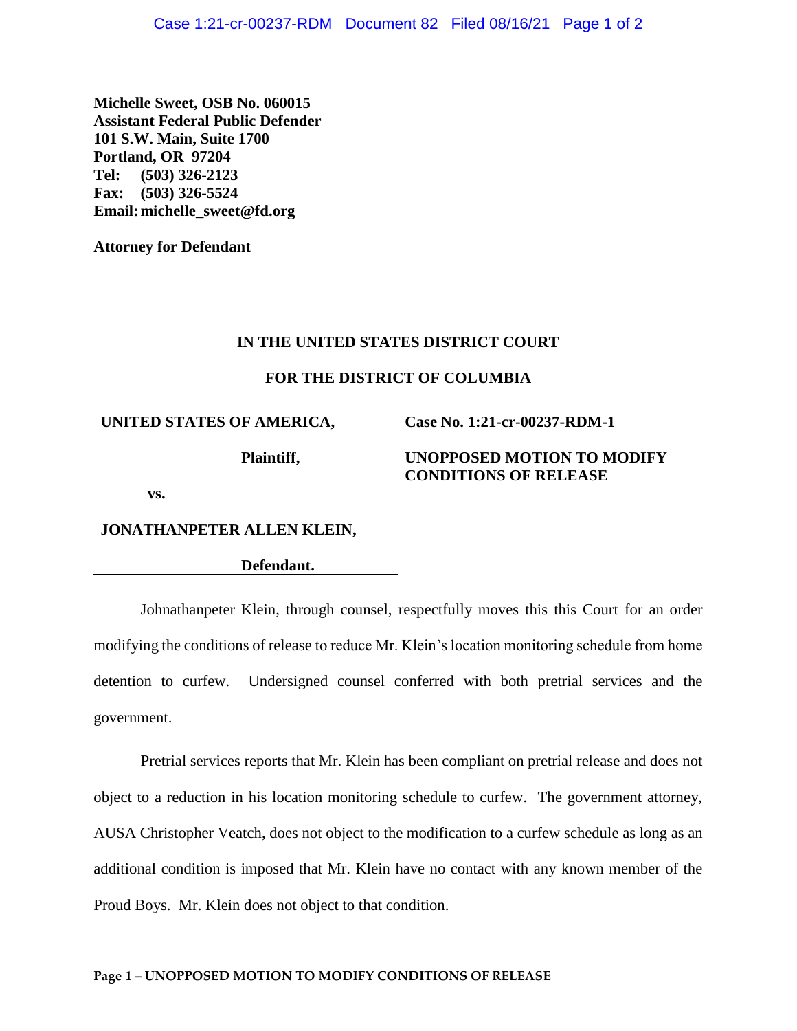**Michelle Sweet, OSB No. 060015**
**Assistant Federal Public Defender**
**101 S.W. Main, Suite 1700**
**Portland, OR 97204**
**Tel: (503) 326-2123**
**Fax: (503) 326-5524**
**Email: michelle_sweet@fd.org**

**Attorney for Defendant**

**IN THE UNITED STATES DISTRICT COURT**

**FOR THE DISTRICT OF COLUMBIA**

| | |
|---|---|
| **UNITED STATES OF AMERICA,** | **Case No. 1:21-cr-00237-RDM-1** |
| **Plaintiff,** | **UNOPPOSED MOTION TO MODIFY CONDITIONS OF RELEASE** |
| **vs.** | |
| **JONATHANPETER ALLEN KLEIN,** | |
| **Defendant.** | |

Johnathanpeter Klein, through counsel, respectfully moves this this Court for an order modifying the conditions of release to reduce Mr. Klein's location monitoring schedule from home detention to curfew. Undersigned counsel conferred with both pretrial services and the government.

Pretrial services reports that Mr. Klein has been compliant on pretrial release and does not object to a reduction in his location monitoring schedule to curfew. The government attorney, AUSA Christopher Veatch, does not object to the modification to a curfew schedule as long as an additional condition is imposed that Mr. Klein have no contact with any known member of the Proud Boys. Mr. Klein does not object to that condition.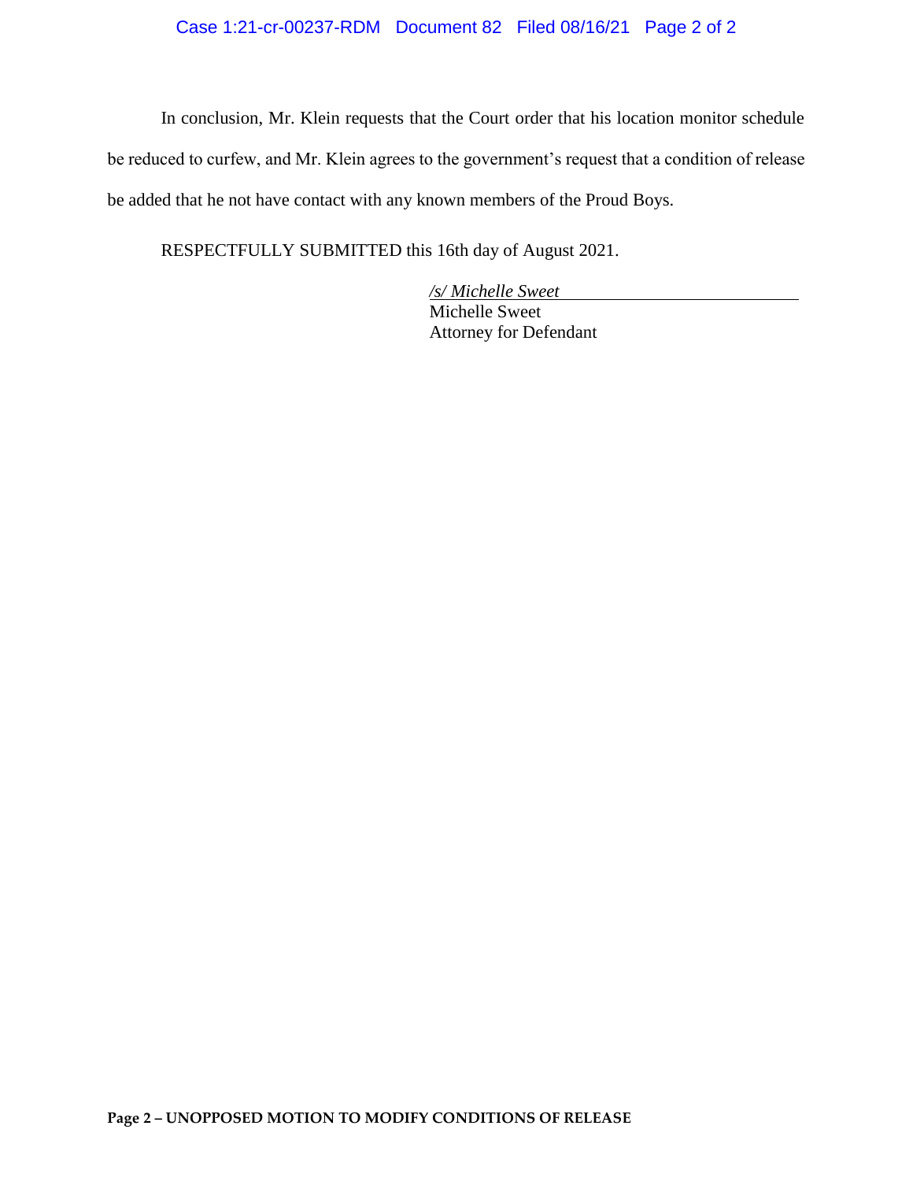In conclusion, Mr. Klein requests that the Court order that his location monitor schedule be reduced to curfew, and Mr. Klein agrees to the government's request that a condition of release be added that he not have contact with any known members of the Proud Boys.

RESPECTFULLY SUBMITTED this 16th day of August 2021.

*/s/ Michelle Sweet*
Michelle Sweet
Attorney for Defendant

**Page 2 – UNOPPOSED MOTION TO MODIFY CONDITIONS OF RELEASE**